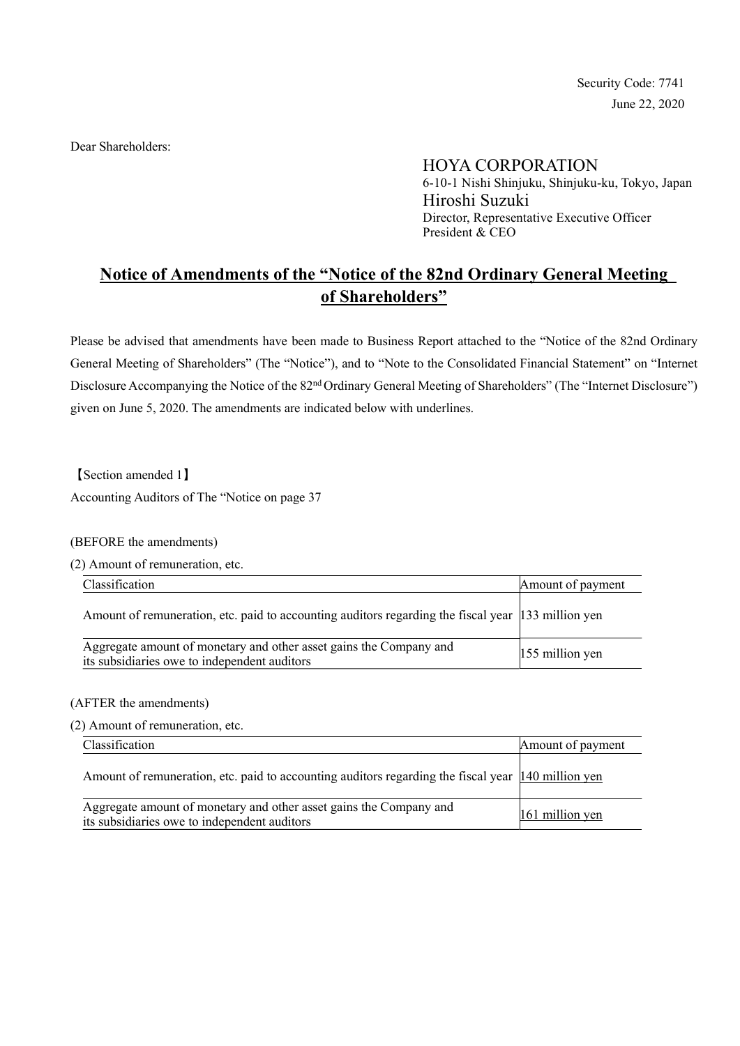Security Code: 7741
June 22, 2020

Dear Shareholders:

HOYA CORPORATION
6-10-1 Nishi Shinjuku, Shinjuku-ku, Tokyo, Japan
Hiroshi Suzuki
Director, Representative Executive Officer
President & CEO

# Notice of Amendments of the "Notice of the 82nd Ordinary General Meeting of Shareholders"

Please be advised that amendments have been made to Business Report attached to the "Notice of the 82nd Ordinary General Meeting of Shareholders" (The "Notice"), and to "Note to the Consolidated Financial Statement" on "Internet Disclosure Accompanying the Notice of the 82nd Ordinary General Meeting of Shareholders" (The "Internet Disclosure") given on June 5, 2020. The amendments are indicated below with underlines.

【Section amended 1】

Accounting Auditors of The "Notice on page 37

(BEFORE the amendments)

(2) Amount of remuneration, etc.

| Classification | Amount of payment |
|---|---|
| Amount of remuneration, etc. paid to accounting auditors regarding the fiscal year | 133 million yen |
| Aggregate amount of monetary and other asset gains the Company and its subsidiaries owe to independent auditors | 155 million yen |

(AFTER the amendments)

(2) Amount of remuneration, etc.

| Classification | Amount of payment |
|---|---|
| Amount of remuneration, etc. paid to accounting auditors regarding the fiscal year | <u>140 million yen</u> |
| Aggregate amount of monetary and other asset gains the Company and its subsidiaries owe to independent auditors | <u>161 million yen</u> |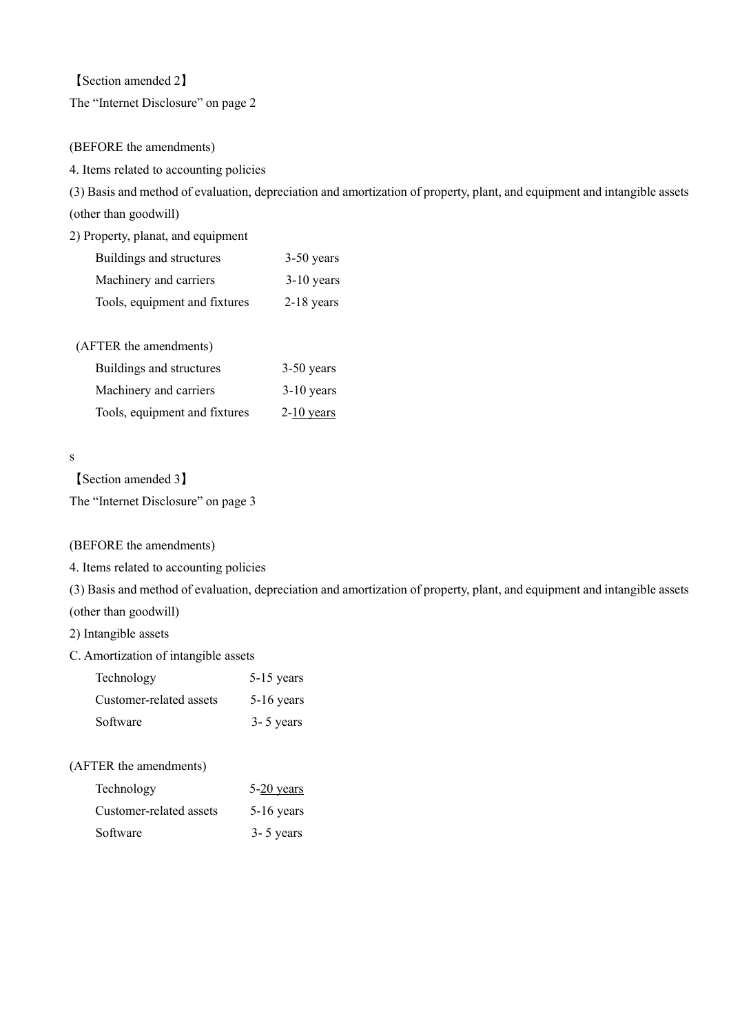【Section amended 2】

The "Internet Disclosure" on page 2

(BEFORE the amendments)

4. Items related to accounting policies

(3) Basis and method of evaluation, depreciation and amortization of property, plant, and equipment and intangible assets (other than goodwill)

2) Property, planat, and equipment

| | |
|---|---|
| Buildings and structures | 3-50 years |
| Machinery and carriers | 3-10 years |
| Tools, equipment and fixtures | 2-18 years |

(AFTER the amendments)

| | |
|---|---|
| Buildings and structures | 3-50 years |
| Machinery and carriers | 3-10 years |
| Tools, equipment and fixtures | 2-<u>10 years</u> |

s

【Section amended 3】

The "Internet Disclosure" on page 3

(BEFORE the amendments)

4. Items related to accounting policies

(3) Basis and method of evaluation, depreciation and amortization of property, plant, and equipment and intangible assets (other than goodwill)

2) Intangible assets

C. Amortization of intangible assets

| | |
|---|---|
| Technology | 5-15 years |
| Customer-related assets | 5-16 years |
| Software | 3- 5 years |

(AFTER the amendments)

| | |
|---|---|
| Technology | 5-<u>20 years</u> |
| Customer-related assets | 5-16 years |
| Software | 3- 5 years |